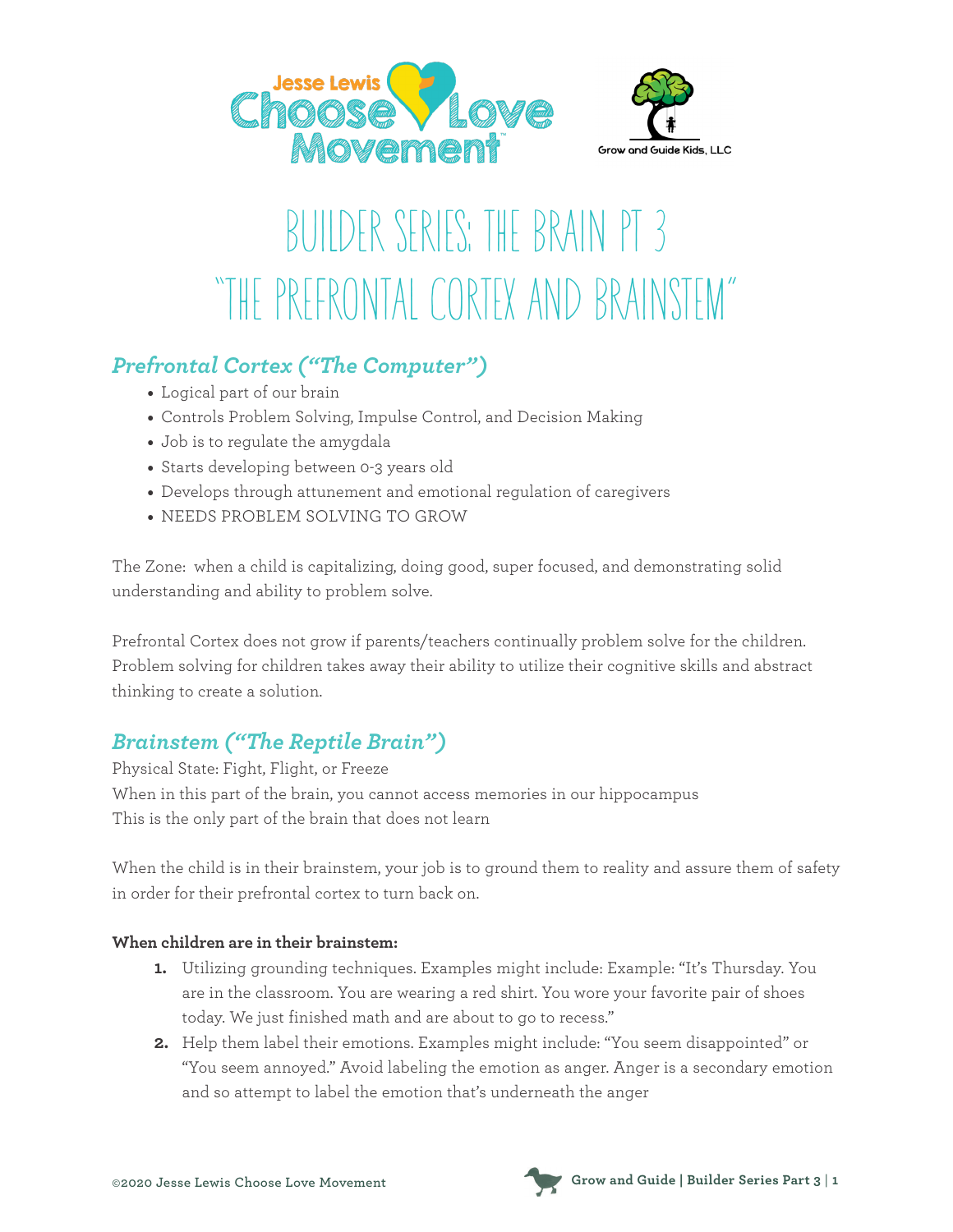# BUILDER SERIES: THE BRAIN PT 3 "THE PREFRONTAL CORTEX AND BRAINSTEM"

## *Prefrontal Cortex ("The Computer")*

- Logical part of our brain
- Controls Problem Solving, Impulse Control, and Decision Making
- Job is to regulate the amygdala
- Starts developing between 0-3 years old
- Develops through attunement and emotional regulation of caregivers
- NEEDS PROBLEM SOLVING TO GROW

The Zone: when a child is capitalizing, doing good, super focused, and demonstrating solid understanding and ability to problem solve.

Prefrontal Cortex does not grow if parents/teachers continually problem solve for the children. Problem solving for children takes away their ability to utilize their cognitive skills and abstract thinking to create a solution.

## *Brainstem ("The Reptile Brain")*

Physical State: Fight, Flight, or Freeze
When in this part of the brain, you cannot access memories in our hippocampus
This is the only part of the brain that does not learn

When the child is in their brainstem, your job is to ground them to reality and assure them of safety in order for their prefrontal cortex to turn back on.

**When children are in their brainstem:**

1. Utilizing grounding techniques. Examples might include: Example: "It's Thursday. You are in the classroom. You are wearing a red shirt. You wore your favorite pair of shoes today. We just finished math and are about to go to recess."
2. Help them label their emotions. Examples might include: "You seem disappointed" or "You seem annoyed." Avoid labeling the emotion as anger. Anger is a secondary emotion and so attempt to label the emotion that's underneath the anger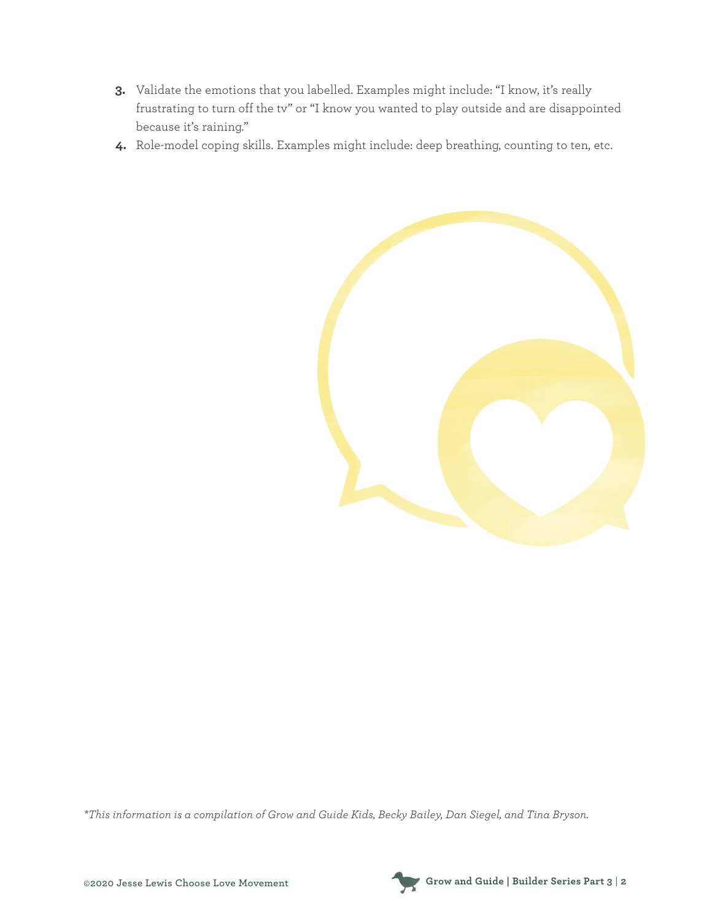3. Validate the emotions that you labelled. Examples might include: "I know, it's really frustrating to turn off the tv" or "I know you wanted to play outside and are disappointed because it's raining."
4. Role-model coping skills. Examples might include: deep breathing, counting to ten, etc.

*\*This information is a compilation of Grow and Guide Kids, Becky Bailey, Dan Siegel, and Tina Bryson.*